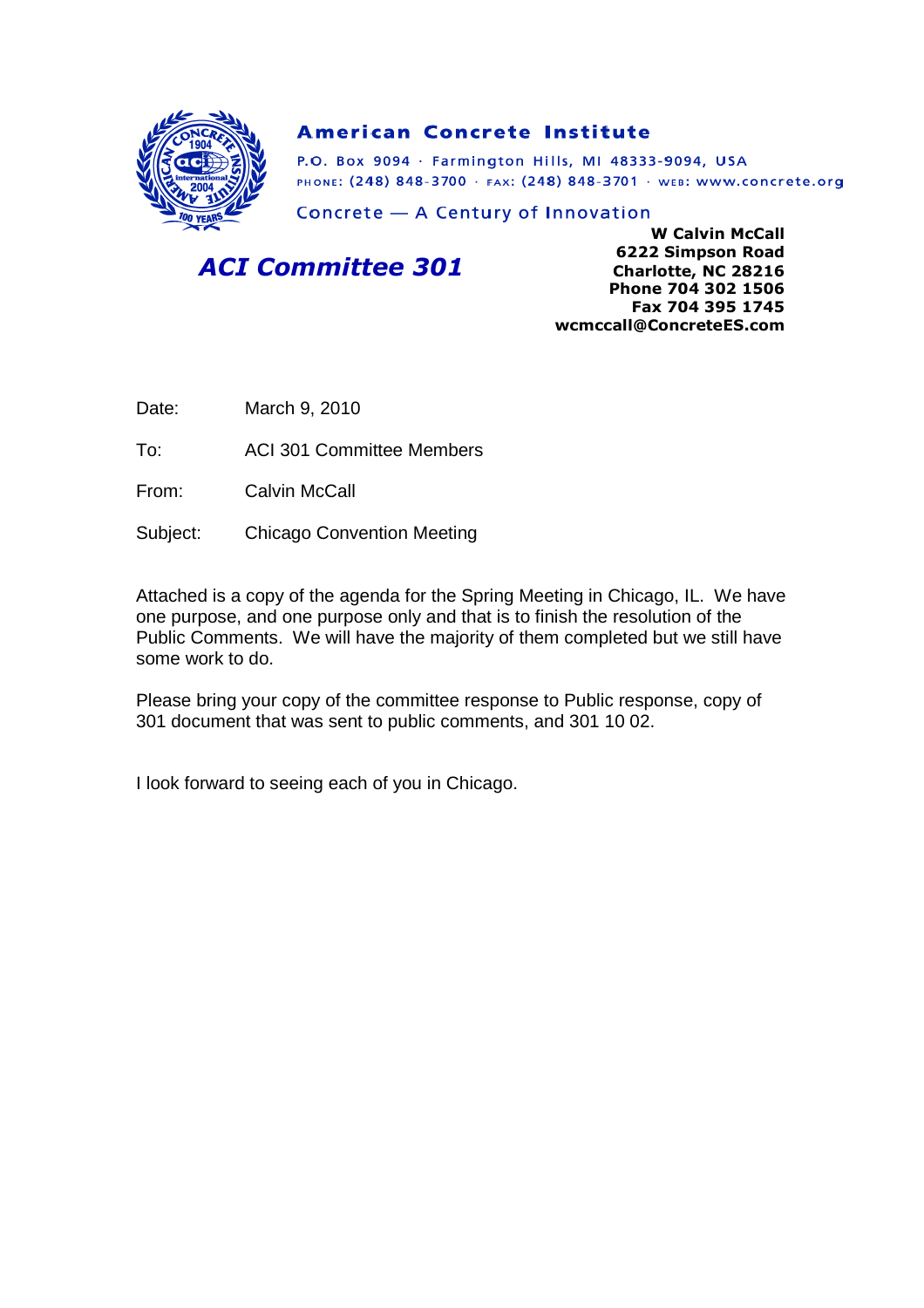**American Concrete Institute**

P.O. Box 9094 · Farmington Hills, MI 48333-9094, USA
PHONE: (248) 848-3700 · FAX: (248) 848-3701 · WEB: www.concrete.org

Concrete — A Century of Innovation

## *ACI Committee 301*

**W Calvin McCall**
**6222 Simpson Road**
**Charlotte, NC 28216**
**Phone 704 302 1506**
**Fax 704 395 1745**
**wcmccall@ConcreteES.com**

Date: March 9, 2010

To: ACI 301 Committee Members

From: Calvin McCall

Subject: Chicago Convention Meeting

Attached is a copy of the agenda for the Spring Meeting in Chicago, IL. We have one purpose, and one purpose only and that is to finish the resolution of the Public Comments. We will have the majority of them completed but we still have some work to do.

Please bring your copy of the committee response to Public response, copy of 301 document that was sent to public comments, and 301 10 02.

I look forward to seeing each of you in Chicago.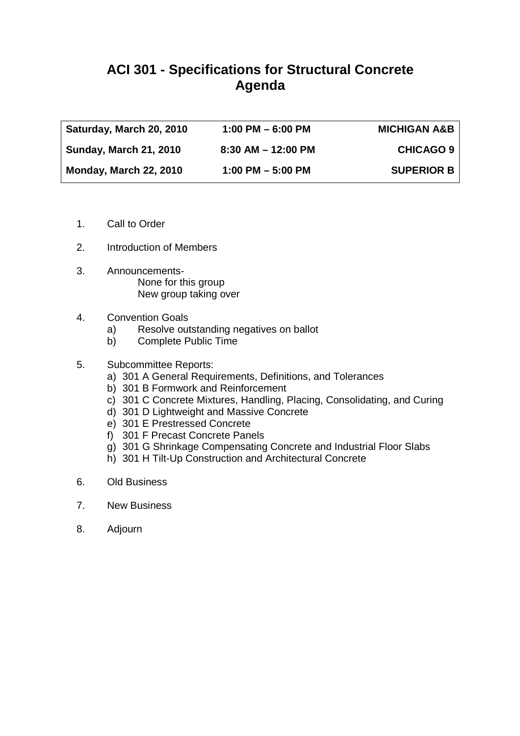# ACI 301 - Specifications for Structural Concrete
# Agenda

| | | |
|---|---|---|
| **Saturday, March 20, 2010** | **1:00 PM – 6:00 PM** | **MICHIGAN A&B** |
| **Sunday, March 21, 2010** | **8:30 AM – 12:00 PM** | **CHICAGO 9** |
| **Monday, March 22, 2010** | **1:00 PM – 5:00 PM** | **SUPERIOR B** |

1. Call to Order
2. Introduction of Members
3. Announcements-
   None for this group
   New group taking over
4. Convention Goals
   a) Resolve outstanding negatives on ballot
   b) Complete Public Time
5. Subcommittee Reports:
   a) 301 A General Requirements, Definitions, and Tolerances
   b) 301 B Formwork and Reinforcement
   c) 301 C Concrete Mixtures, Handling, Placing, Consolidating, and Curing
   d) 301 D Lightweight and Massive Concrete
   e) 301 E Prestressed Concrete
   f) 301 F Precast Concrete Panels
   g) 301 G Shrinkage Compensating Concrete and Industrial Floor Slabs
   h) 301 H Tilt-Up Construction and Architectural Concrete
6. Old Business
7. New Business
8. Adjourn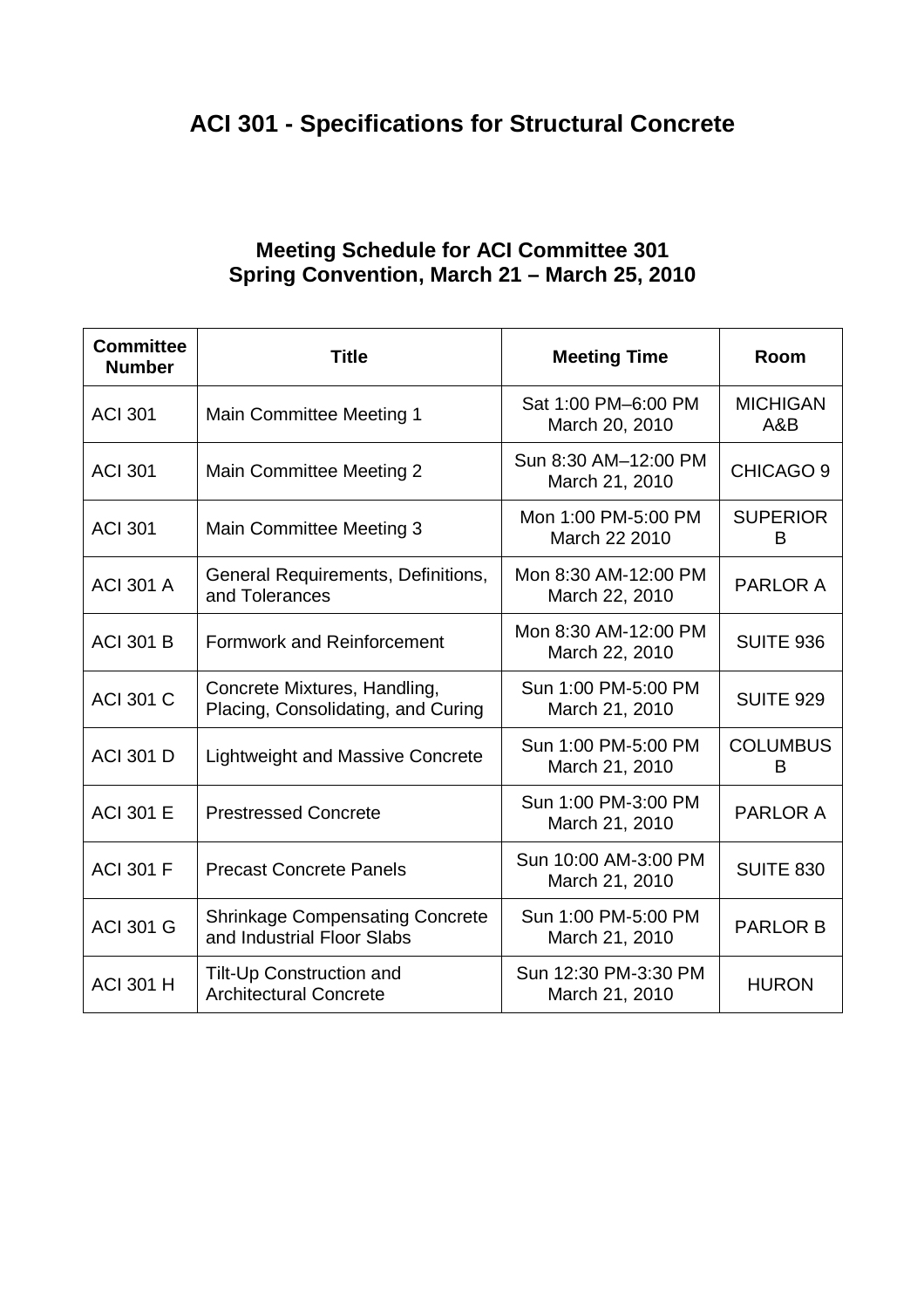# ACI 301 - Specifications for Structural Concrete

## Meeting Schedule for ACI Committee 301
## Spring Convention, March 21 – March 25, 2010

| Committee Number | Title | Meeting Time | Room |
|---|---|---|---|
| ACI 301 | Main Committee Meeting 1 | Sat 1:00 PM–6:00 PM March 20, 2010 | MICHIGAN A&B |
| ACI 301 | Main Committee Meeting 2 | Sun 8:30 AM–12:00 PM March 21, 2010 | CHICAGO 9 |
| ACI 301 | Main Committee Meeting 3 | Mon 1:00 PM-5:00 PM March 22 2010 | SUPERIOR B |
| ACI 301 A | General Requirements, Definitions, and Tolerances | Mon 8:30 AM-12:00 PM March 22, 2010 | PARLOR A |
| ACI 301 B | Formwork and Reinforcement | Mon 8:30 AM-12:00 PM March 22, 2010 | SUITE 936 |
| ACI 301 C | Concrete Mixtures, Handling, Placing, Consolidating, and Curing | Sun 1:00 PM-5:00 PM March 21, 2010 | SUITE 929 |
| ACI 301 D | Lightweight and Massive Concrete | Sun 1:00 PM-5:00 PM March 21, 2010 | COLUMBUS B |
| ACI 301 E | Prestressed Concrete | Sun 1:00 PM-3:00 PM March 21, 2010 | PARLOR A |
| ACI 301 F | Precast Concrete Panels | Sun 10:00 AM-3:00 PM March 21, 2010 | SUITE 830 |
| ACI 301 G | Shrinkage Compensating Concrete and Industrial Floor Slabs | Sun 1:00 PM-5:00 PM March 21, 2010 | PARLOR B |
| ACI 301 H | Tilt-Up Construction and Architectural Concrete | Sun 12:30 PM-3:30 PM March 21, 2010 | HURON |